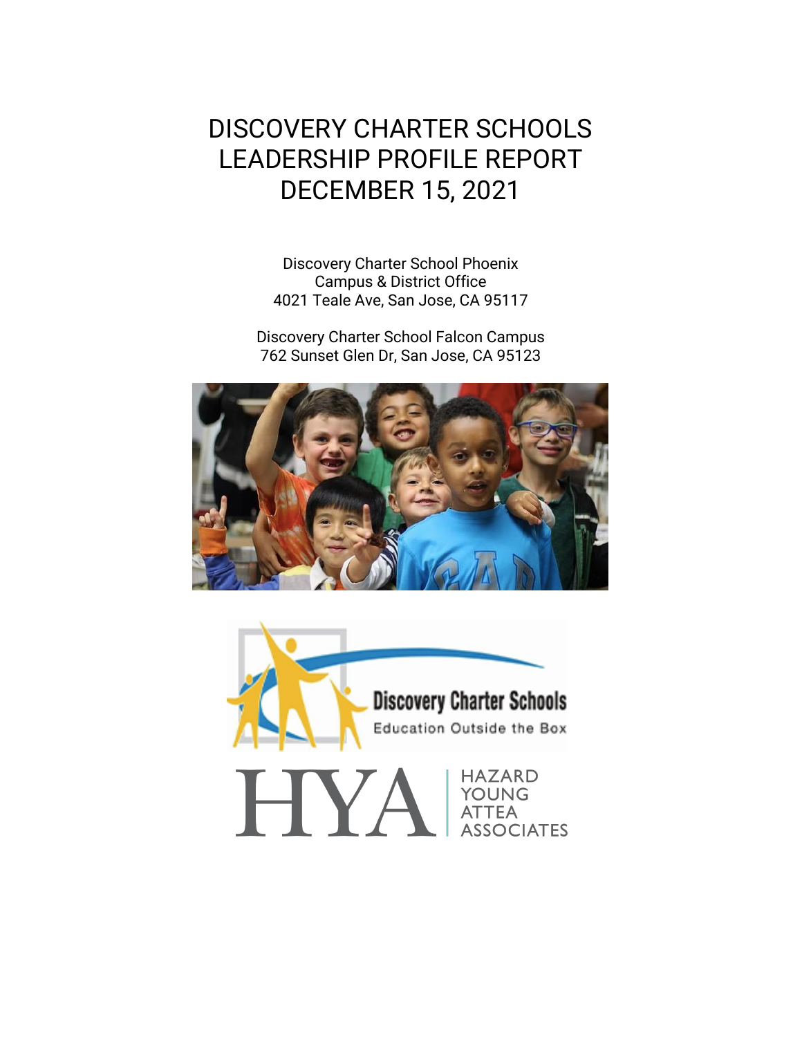# DISCOVERY CHARTER SCHOOLS LEADERSHIP PROFILE REPORT DECEMBER 15, 2021

Discovery Charter School Phoenix
Campus & District Office
4021 Teale Ave, San Jose, CA 95117

Discovery Charter School Falcon Campus
762 Sunset Glen Dr, San Jose, CA 95123

Discovery Charter Schools
Education Outside the Box

HYA | HAZARD YOUNG ATTEA ASSOCIATES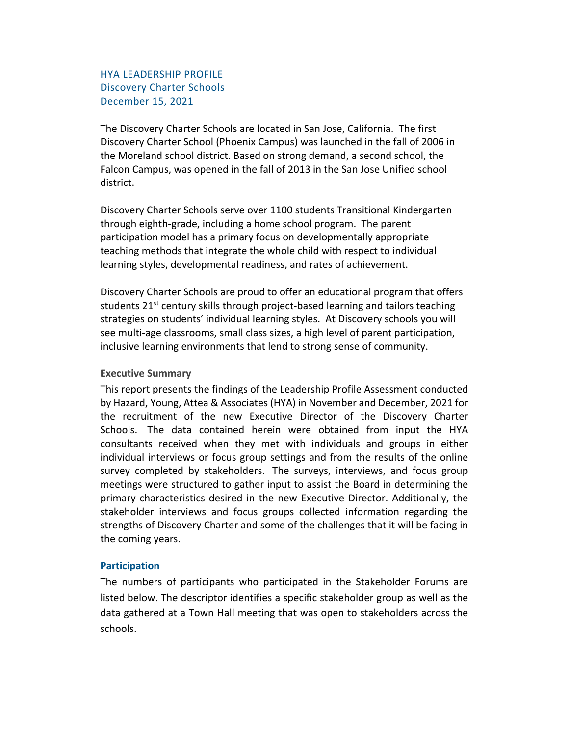HYA LEADERSHIP PROFILE
Discovery Charter Schools
December 15, 2021

The Discovery Charter Schools are located in San Jose, California. The first Discovery Charter School (Phoenix Campus) was launched in the fall of 2006 in the Moreland school district. Based on strong demand, a second school, the Falcon Campus, was opened in the fall of 2013 in the San Jose Unified school district.

Discovery Charter Schools serve over 1100 students Transitional Kindergarten through eighth-grade, including a home school program. The parent participation model has a primary focus on developmentally appropriate teaching methods that integrate the whole child with respect to individual learning styles, developmental readiness, and rates of achievement.

Discovery Charter Schools are proud to offer an educational program that offers students 21st century skills through project-based learning and tailors teaching strategies on students' individual learning styles. At Discovery schools you will see multi-age classrooms, small class sizes, a high level of parent participation, inclusive learning environments that lend to strong sense of community.

### Executive Summary

This report presents the findings of the Leadership Profile Assessment conducted by Hazard, Young, Attea & Associates (HYA) in November and December, 2021 for the recruitment of the new Executive Director of the Discovery Charter Schools. The data contained herein were obtained from input the HYA consultants received when they met with individuals and groups in either individual interviews or focus group settings and from the results of the online survey completed by stakeholders. The surveys, interviews, and focus group meetings were structured to gather input to assist the Board in determining the primary characteristics desired in the new Executive Director. Additionally, the stakeholder interviews and focus groups collected information regarding the strengths of Discovery Charter and some of the challenges that it will be facing in the coming years.

### Participation

The numbers of participants who participated in the Stakeholder Forums are listed below. The descriptor identifies a specific stakeholder group as well as the data gathered at a Town Hall meeting that was open to stakeholders across the schools.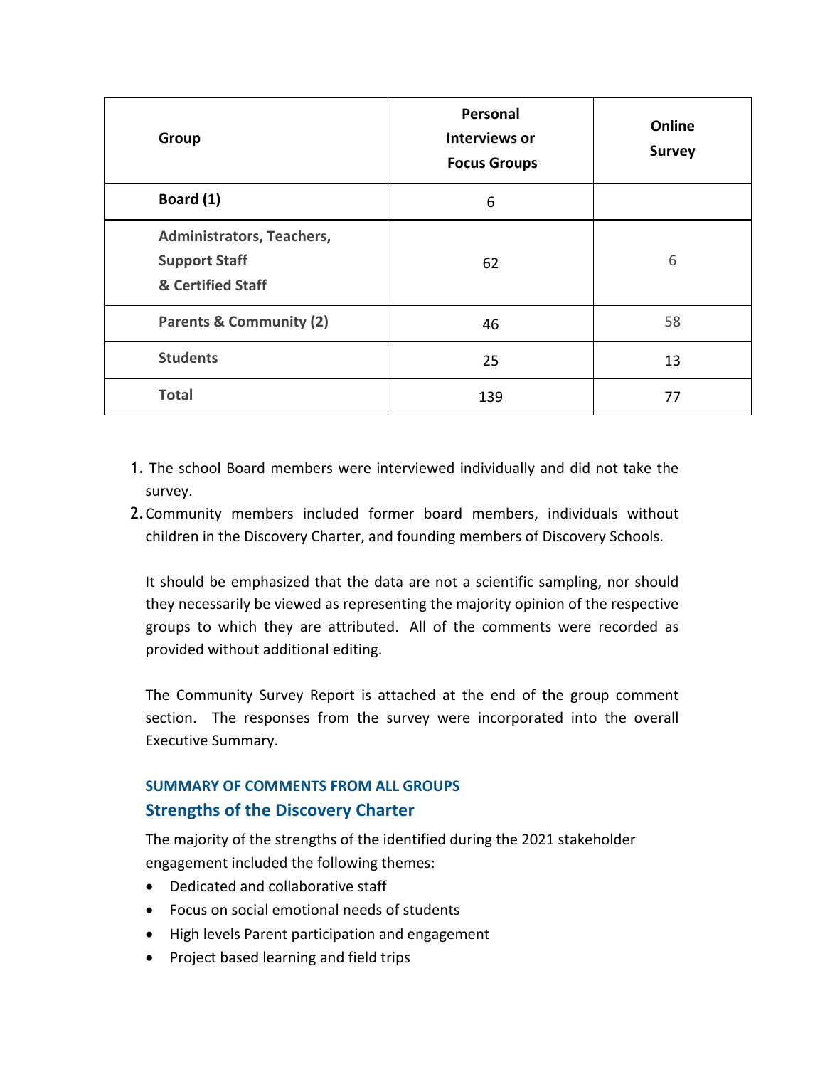| Group | Personal Interviews or Focus Groups | Online Survey |
|---|---|---|
| **Board (1)** | 6 | |
| **Administrators, Teachers, Support Staff & Certified Staff** | 62 | 6 |
| **Parents & Community (2)** | 46 | 58 |
| **Students** | 25 | 13 |
| **Total** | 139 | 77 |

1. The school Board members were interviewed individually and did not take the survey.
2. Community members included former board members, individuals without children in the Discovery Charter, and founding members of Discovery Schools.

It should be emphasized that the data are not a scientific sampling, nor should they necessarily be viewed as representing the majority opinion of the respective groups to which they are attributed. All of the comments were recorded as provided without additional editing.

The Community Survey Report is attached at the end of the group comment section. The responses from the survey were incorporated into the overall Executive Summary.

### SUMMARY OF COMMENTS FROM ALL GROUPS

## Strengths of the Discovery Charter

The majority of the strengths of the identified during the 2021 stakeholder engagement included the following themes:

- Dedicated and collaborative staff
- Focus on social emotional needs of students
- High levels Parent participation and engagement
- Project based learning and field trips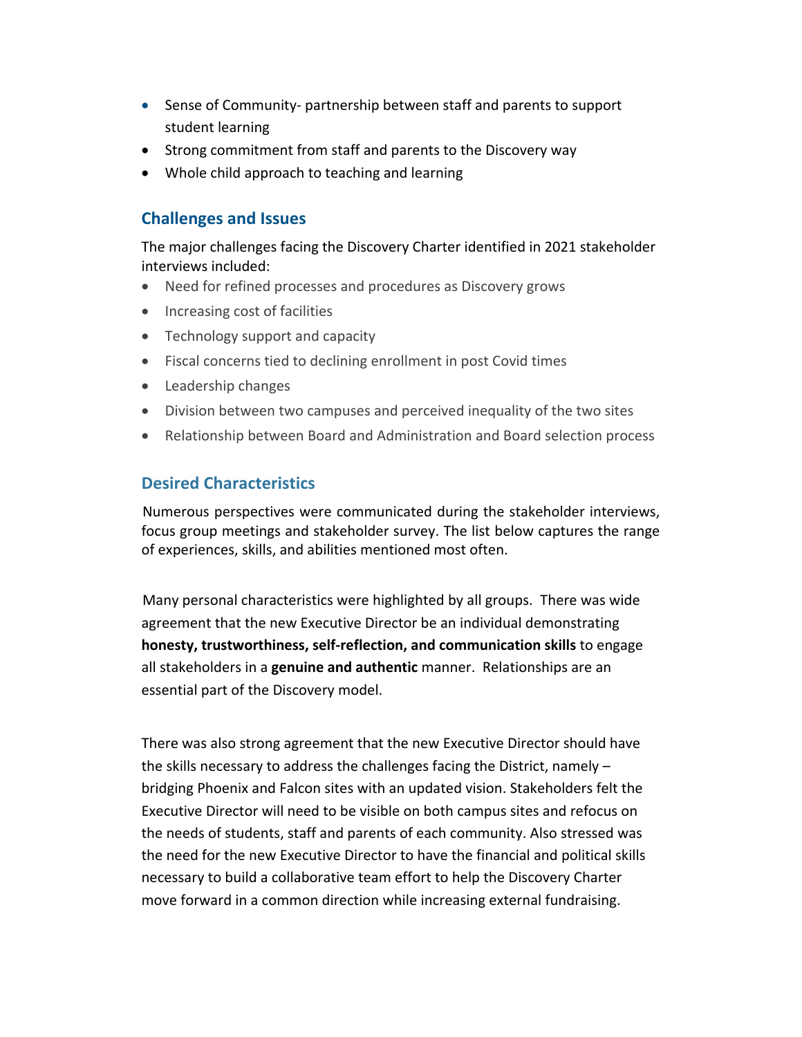- Sense of Community- partnership between staff and parents to support student learning
- Strong commitment from staff and parents to the Discovery way
- Whole child approach to teaching and learning

## Challenges and Issues

The major challenges facing the Discovery Charter identified in 2021 stakeholder interviews included:

- Need for refined processes and procedures as Discovery grows
- Increasing cost of facilities
- Technology support and capacity
- Fiscal concerns tied to declining enrollment in post Covid times
- Leadership changes
- Division between two campuses and perceived inequality of the two sites
- Relationship between Board and Administration and Board selection process

## Desired Characteristics

Numerous perspectives were communicated during the stakeholder interviews, focus group meetings and stakeholder survey. The list below captures the range of experiences, skills, and abilities mentioned most often.

Many personal characteristics were highlighted by all groups. There was wide agreement that the new Executive Director be an individual demonstrating **honesty, trustworthiness, self-reflection, and communication skills** to engage all stakeholders in a **genuine and authentic** manner. Relationships are an essential part of the Discovery model.

There was also strong agreement that the new Executive Director should have the skills necessary to address the challenges facing the District, namely – bridging Phoenix and Falcon sites with an updated vision. Stakeholders felt the Executive Director will need to be visible on both campus sites and refocus on the needs of students, staff and parents of each community. Also stressed was the need for the new Executive Director to have the financial and political skills necessary to build a collaborative team effort to help the Discovery Charter move forward in a common direction while increasing external fundraising.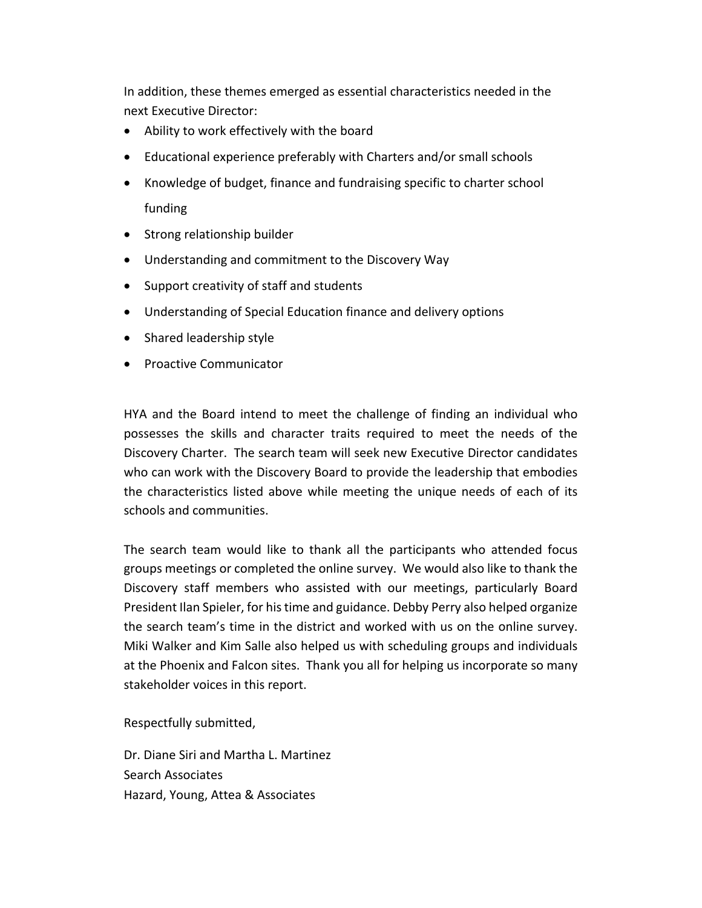In addition, these themes emerged as essential characteristics needed in the next Executive Director:

- Ability to work effectively with the board
- Educational experience preferably with Charters and/or small schools
- Knowledge of budget, finance and fundraising specific to charter school funding
- Strong relationship builder
- Understanding and commitment to the Discovery Way
- Support creativity of staff and students
- Understanding of Special Education finance and delivery options
- Shared leadership style
- Proactive Communicator

HYA and the Board intend to meet the challenge of finding an individual who possesses the skills and character traits required to meet the needs of the Discovery Charter. The search team will seek new Executive Director candidates who can work with the Discovery Board to provide the leadership that embodies the characteristics listed above while meeting the unique needs of each of its schools and communities.

The search team would like to thank all the participants who attended focus groups meetings or completed the online survey. We would also like to thank the Discovery staff members who assisted with our meetings, particularly Board President Ilan Spieler, for his time and guidance. Debby Perry also helped organize the search team's time in the district and worked with us on the online survey. Miki Walker and Kim Salle also helped us with scheduling groups and individuals at the Phoenix and Falcon sites. Thank you all for helping us incorporate so many stakeholder voices in this report.

Respectfully submitted,

Dr. Diane Siri and Martha L. Martinez
Search Associates
Hazard, Young, Attea & Associates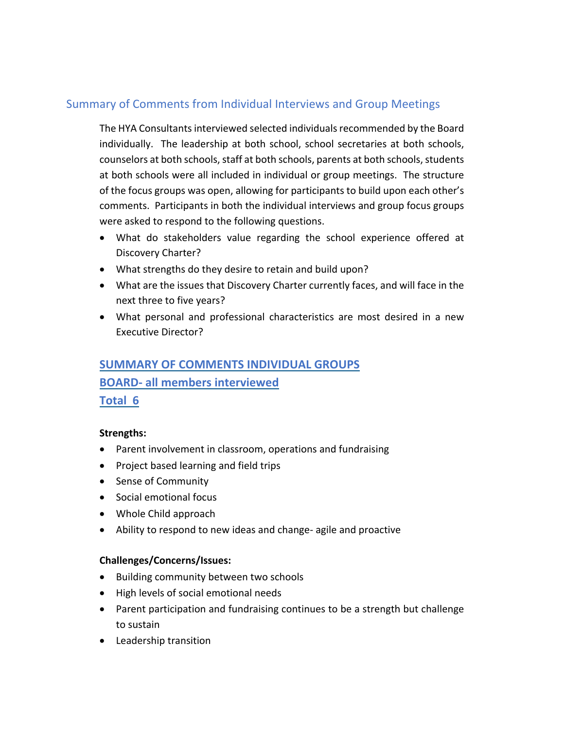## Summary of Comments from Individual Interviews and Group Meetings

The HYA Consultants interviewed selected individuals recommended by the Board individually. The leadership at both school, school secretaries at both schools, counselors at both schools, staff at both schools, parents at both schools, students at both schools were all included in individual or group meetings. The structure of the focus groups was open, allowing for participants to build upon each other's comments. Participants in both the individual interviews and group focus groups were asked to respond to the following questions.

- What do stakeholders value regarding the school experience offered at Discovery Charter?
- What strengths do they desire to retain and build upon?
- What are the issues that Discovery Charter currently faces, and will face in the next three to five years?
- What personal and professional characteristics are most desired in a new Executive Director?

### SUMMARY OF COMMENTS INDIVIDUAL GROUPS

### BOARD- all members interviewed

### Total 6

**Strengths:**

- Parent involvement in classroom, operations and fundraising
- Project based learning and field trips
- Sense of Community
- Social emotional focus
- Whole Child approach
- Ability to respond to new ideas and change- agile and proactive

**Challenges/Concerns/Issues:**

- Building community between two schools
- High levels of social emotional needs
- Parent participation and fundraising continues to be a strength but challenge to sustain
- Leadership transition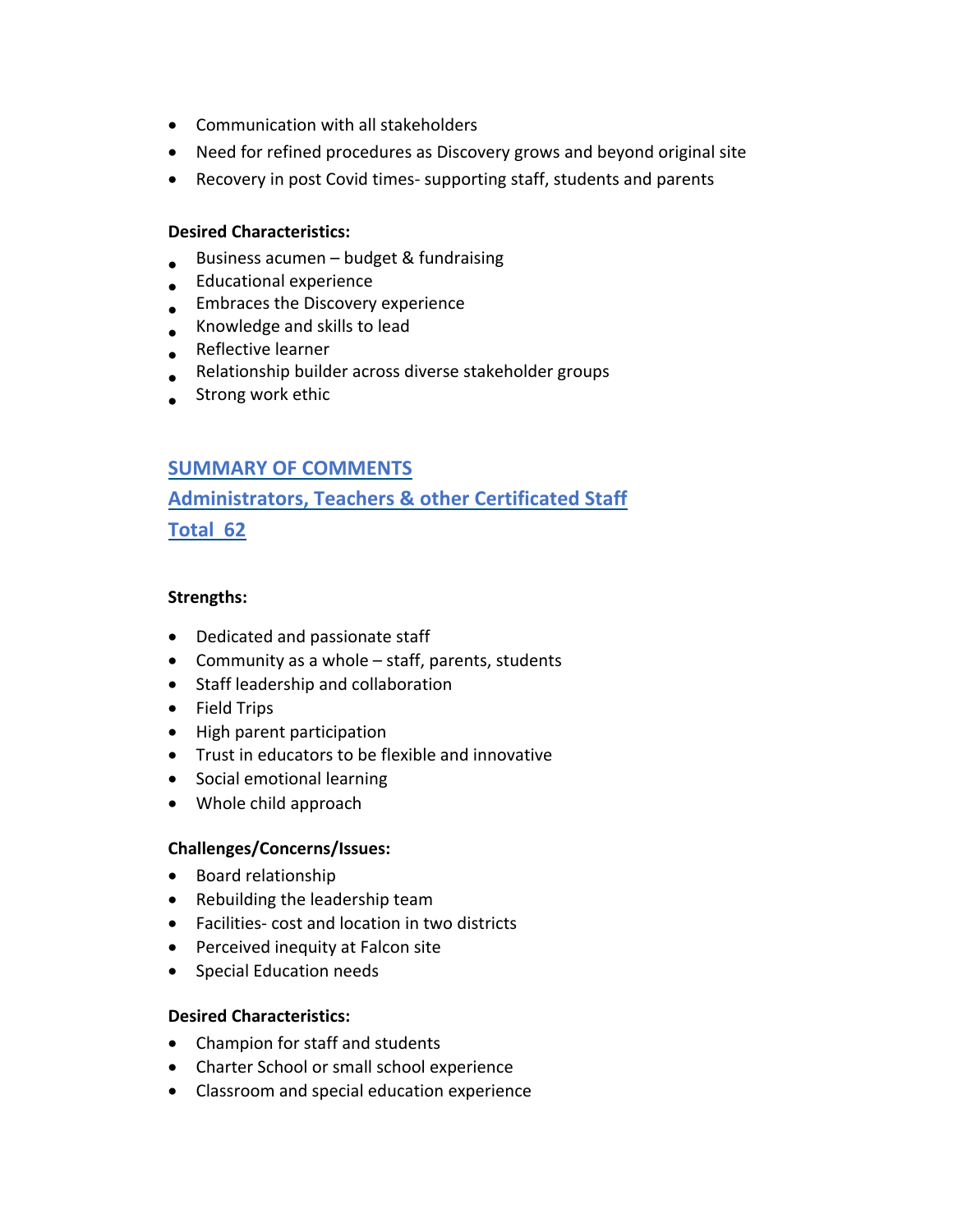- Communication with all stakeholders
- Need for refined procedures as Discovery grows and beyond original site
- Recovery in post Covid times- supporting staff, students and parents

**Desired Characteristics:**

- Business acumen – budget & fundraising
- Educational experience
- Embraces the Discovery experience
- Knowledge and skills to lead
- Reflective learner
- Relationship builder across diverse stakeholder groups
- Strong work ethic

## SUMMARY OF COMMENTS

## Administrators, Teachers & other Certificated Staff

## Total 62

**Strengths:**

- Dedicated and passionate staff
- Community as a whole – staff, parents, students
- Staff leadership and collaboration
- Field Trips
- High parent participation
- Trust in educators to be flexible and innovative
- Social emotional learning
- Whole child approach

**Challenges/Concerns/Issues:**

- Board relationship
- Rebuilding the leadership team
- Facilities- cost and location in two districts
- Perceived inequity at Falcon site
- Special Education needs

**Desired Characteristics:**

- Champion for staff and students
- Charter School or small school experience
- Classroom and special education experience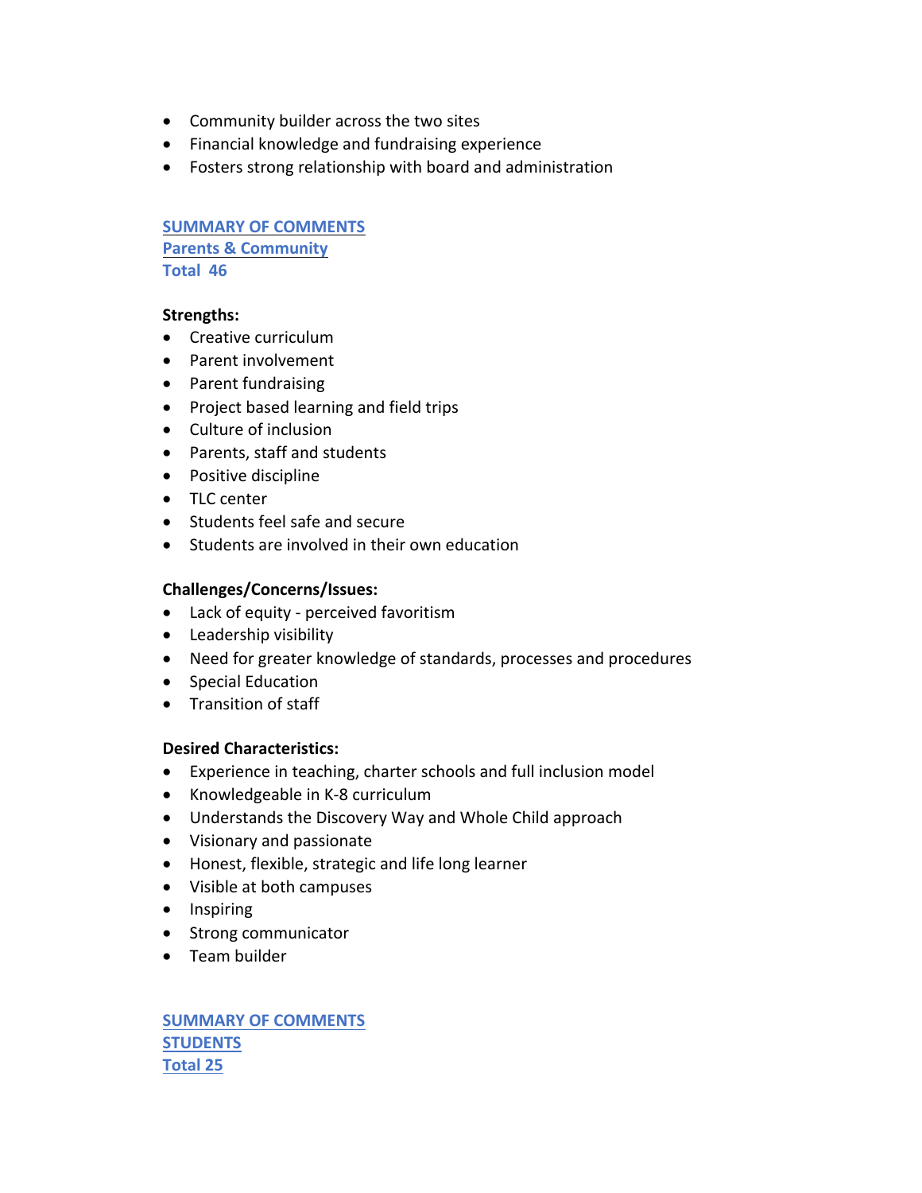- Community builder across the two sites
- Financial knowledge and fundraising experience
- Fosters strong relationship with board and administration

## SUMMARY OF COMMENTS
## Parents & Community
## Total 46

**Strengths:**

- Creative curriculum
- Parent involvement
- Parent fundraising
- Project based learning and field trips
- Culture of inclusion
- Parents, staff and students
- Positive discipline
- TLC center
- Students feel safe and secure
- Students are involved in their own education

**Challenges/Concerns/Issues:**

- Lack of equity - perceived favoritism
- Leadership visibility
- Need for greater knowledge of standards, processes and procedures
- Special Education
- Transition of staff

**Desired Characteristics:**

- Experience in teaching, charter schools and full inclusion model
- Knowledgeable in K-8 curriculum
- Understands the Discovery Way and Whole Child approach
- Visionary and passionate
- Honest, flexible, strategic and life long learner
- Visible at both campuses
- Inspiring
- Strong communicator
- Team builder

## SUMMARY OF COMMENTS
## STUDENTS
## Total 25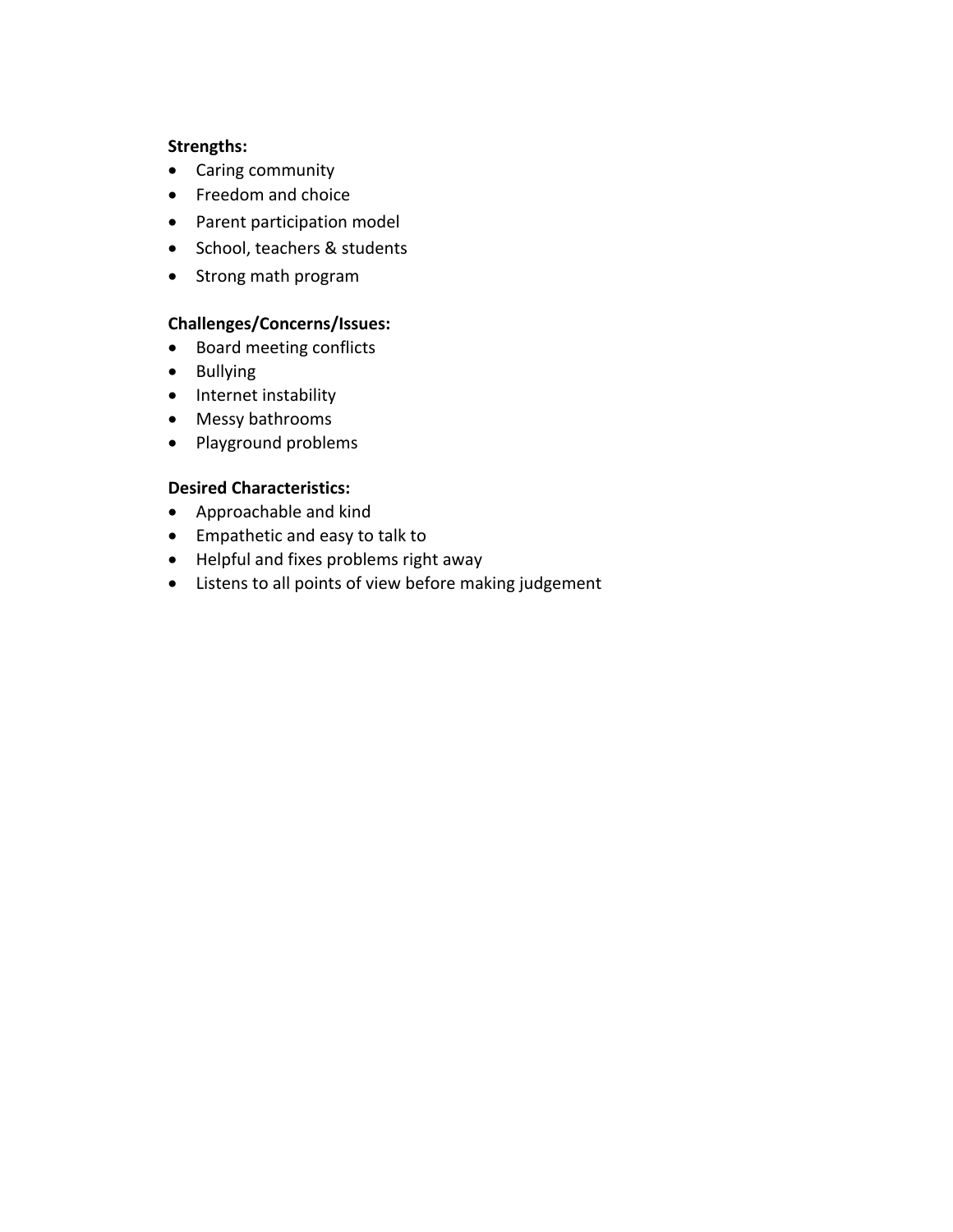**Strengths:**

- Caring community
- Freedom and choice
- Parent participation model
- School, teachers & students
- Strong math program

**Challenges/Concerns/Issues:**

- Board meeting conflicts
- Bullying
- Internet instability
- Messy bathrooms
- Playground problems

**Desired Characteristics:**

- Approachable and kind
- Empathetic and easy to talk to
- Helpful and fixes problems right away
- Listens to all points of view before making judgement